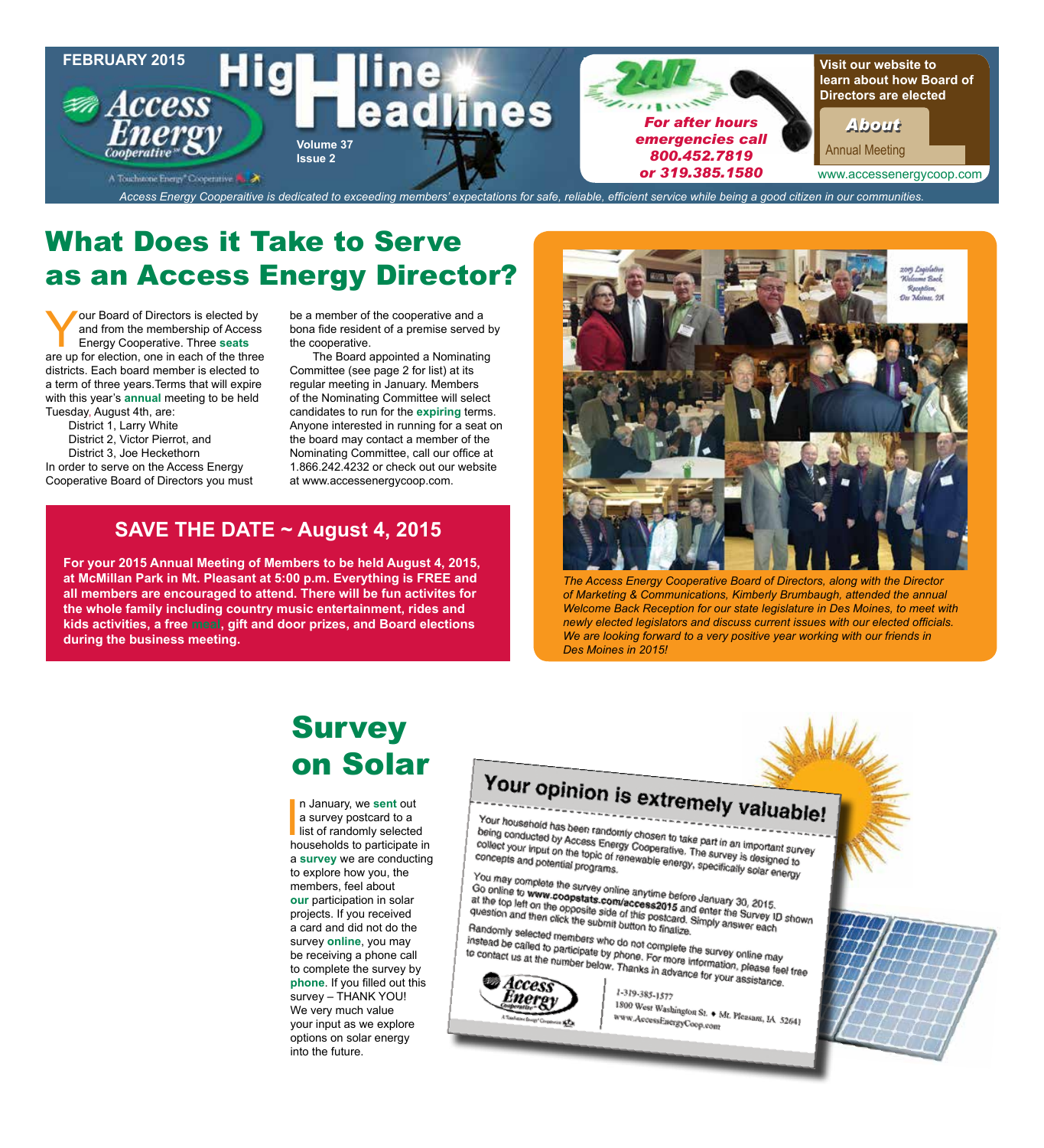FEBRUARY 2015

# Access Energy Cooperative — HighLine Headlines

Volume 37
Issue 2

A Touchstone Energy® Cooperative

**For after hours emergencies call 800.452.7819 or 319.385.1580**

Visit our website to learn about how Board of Directors are elected

About Annual Meeting

www.accessenergycoop.com

*Access Energy Cooperaitive is dedicated to exceeding members' expectations for safe, reliable, efficient service while being a good citizen in our communities.*

## What Does it Take to Serve as an Access Energy Director?

Your Board of Directors is elected by and from the membership of Access Energy Cooperative. Three **seats** are up for election, one in each of the three districts. Each board member is elected to a term of three years.Terms that will expire with this year's **annual** meeting to be held Tuesday, August 4th, are:

District 1, Larry White
District 2, Victor Pierrot, and
District 3, Joe Heckethorn

In order to serve on the Access Energy Cooperative Board of Directors you must be a member of the cooperative and a bona fide resident of a premise served by the cooperative.

The Board appointed a Nominating Committee (see page 2 for list) at its regular meeting in January. Members of the Nominating Committee will select candidates to run for the **expiring** terms. Anyone interested in running for a seat on the board may contact a member of the Nominating Committee, call our office at 1.866.242.4232 or check out our website at www.accessenergycoop.com.

## SAVE THE DATE ~ August 4, 2015

**For your 2015 Annual Meeting of Members to be held August 4, 2015, at McMillan Park in Mt. Pleasant at 5:00 p.m. Everything is FREE and all members are encouraged to attend. There will be fun activites for the whole family including country music entertainment, rides and kids activities, a free meal, gift and door prizes, and Board elections during the business meeting.**

2015 Legislative Welcome Back Reception, Des Moines, IA

*The Access Energy Cooperative Board of Directors, along with the Director of Marketing & Communications, Kimberly Brumbaugh, attended the annual Welcome Back Reception for our state legislature in Des Moines, to meet with newly elected legislators and discuss current issues with our elected officials. We are looking forward to a very positive year working with our friends in Des Moines in 2015!*

## Survey on Solar

In January, we **sent** out a survey postcard to a list of randomly selected households to participate in a **survey** we are conducting to explore how you, the members, feel about **our** participation in solar projects. If you received a card and did not do the survey **online**, you may be receiving a phone call to complete the survey by **phone**. If you filled out this survey – THANK YOU! We very much value your input as we explore options on solar energy into the future.

**Your opinion is extremely valuable!**

Your household has been randomly chosen to take part in an important survey being conducted by Access Energy Cooperative. The survey is designed to collect your input on the topic of renewable energy, specifically solar energy concepts and potential programs.

You may complete the survey online anytime before January 30, 2015. Go online to **www.coopstats.com/access2015** and enter the Survey ID shown at the top left on the opposite side of this postcard. Simply answer each question and then click the submit button to finalize.

Randomly selected members who do not complete the survey online may instead be called to participate by phone. For more information, please feel free to contact us at the number below. Thanks in advance for your assistance.

Access Energy Cooperative
1-319-385-1577
1800 West Washington St. • Mt. Pleasant, IA 52641
www.AccessEnergyCoop.com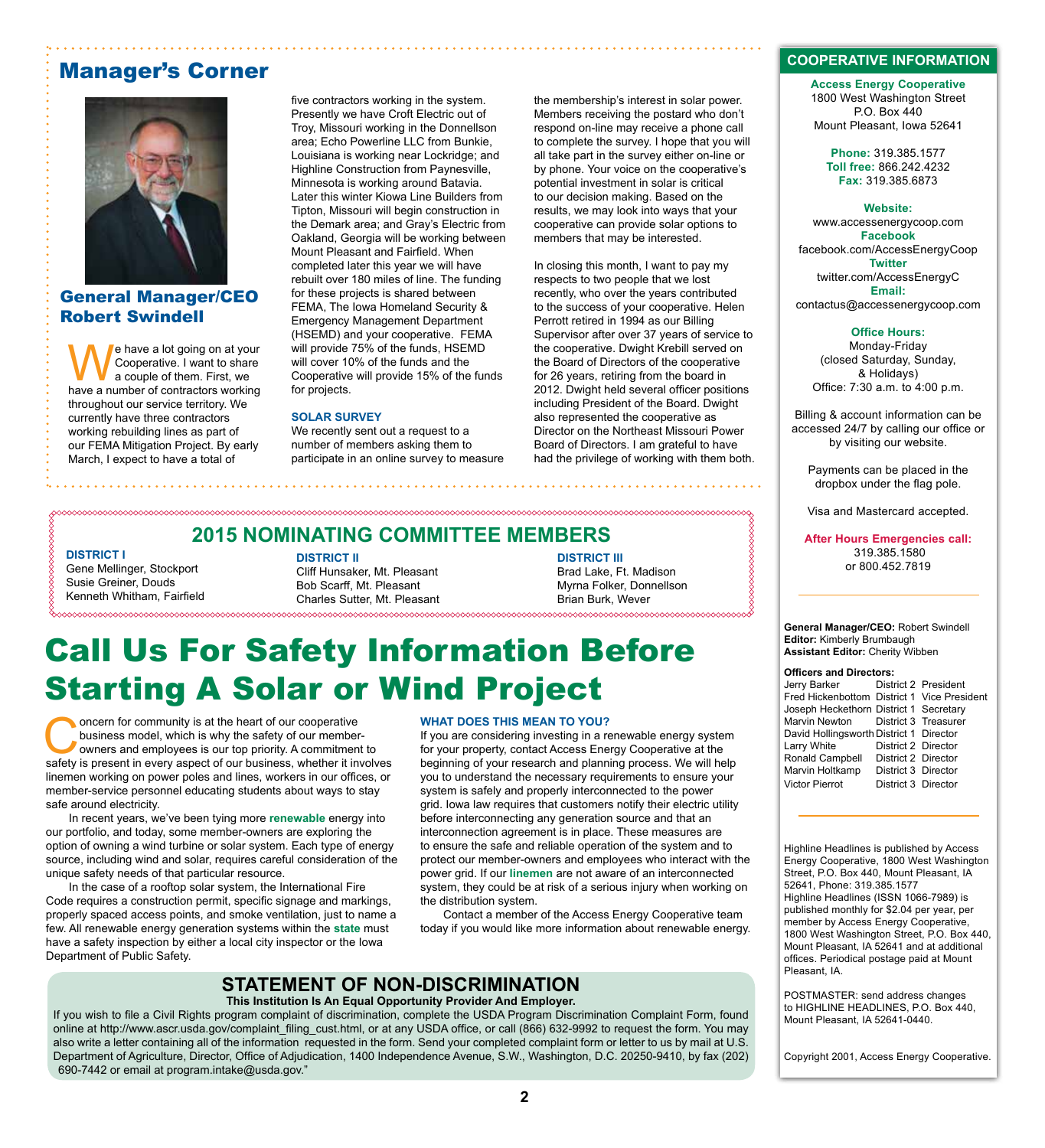## Manager's Corner

**General Manager/CEO Robert Swindell**

We have a lot going on at your Cooperative. I want to share a couple of them. First, we have a number of contractors working throughout our service territory. We currently have three contractors working rebuilding lines as part of our FEMA Mitigation Project. By early March, I expect to have a total of five contractors working in the system. Presently we have Croft Electric out of Troy, Missouri working in the Donnellson area; Echo Powerline LLC from Bunkie, Louisiana is working near Lockridge; and Highline Construction from Paynesville, Minnesota is working around Batavia. Later this winter Kiowa Line Builders from Tipton, Missouri will begin construction in the Demark area; and Gray's Electric from Oakland, Georgia will be working between Mount Pleasant and Fairfield. When completed later this year we will have rebuilt over 180 miles of line. The funding for these projects is shared between FEMA, The Iowa Homeland Security & Emergency Management Department (HSEMD) and your cooperative. FEMA will provide 75% of the funds, HSEMD will cover 10% of the funds and the Cooperative will provide 15% of the funds for projects.

### SOLAR SURVEY

We recently sent out a request to a number of members asking them to participate in an online survey to measure the membership's interest in solar power. Members receiving the postard who don't respond on-line may receive a phone call to complete the survey. I hope that you will all take part in the survey either on-line or by phone. Your voice on the cooperative's potential investment in solar is critical to our decision making. Based on the results, we may look into ways that your cooperative can provide solar options to members that may be interested.

In closing this month, I want to pay my respects to two people that we lost recently, who over the years contributed to the success of your cooperative. Helen Perrott retired in 1994 as our Billing Supervisor after over 37 years of service to the cooperative. Dwight Krebill served on the Board of Directors of the cooperative for 26 years, retiring from the board in 2012. Dwight held several officer positions including President of the Board. Dwight also represented the cooperative as Director on the Northeast Missouri Power Board of Directors. I am grateful to have had the privilege of working with them both.

## 2015 NOMINATING COMMITTEE MEMBERS

**DISTRICT I**
Gene Mellinger, Stockport
Susie Greiner, Douds
Kenneth Whitham, Fairfield

**DISTRICT II**
Cliff Hunsaker, Mt. Pleasant
Bob Scarff, Mt. Pleasant
Charles Sutter, Mt. Pleasant

**DISTRICT III**
Brad Lake, Ft. Madison
Myrna Folker, Donnellson
Brian Burk, Wever

# Call Us For Safety Information Before Starting A Solar or Wind Project

Concern for community is at the heart of our cooperative business model, which is why the safety of our member-owners and employees is our top priority. A commitment to safety is present in every aspect of our business, whether it involves linemen working on power poles and lines, workers in our offices, or member-service personnel educating students about ways to stay safe around electricity.

In recent years, we've been tying more **renewable** energy into our portfolio, and today, some member-owners are exploring the option of owning a wind turbine or solar system. Each type of energy source, including wind and solar, requires careful consideration of the unique safety needs of that particular resource.

In the case of a rooftop solar system, the International Fire Code requires a construction permit, specific signage and markings, properly spaced access points, and smoke ventilation, just to name a few. All renewable energy generation systems within the **state** must have a safety inspection by either a local city inspector or the Iowa Department of Public Safety.

### WHAT DOES THIS MEAN TO YOU?

If you are considering investing in a renewable energy system for your property, contact Access Energy Cooperative at the beginning of your research and planning process. We will help you to understand the necessary requirements to ensure your system is safely and properly interconnected to the power grid. Iowa law requires that customers notify their electric utility before interconnecting any generation source and that an interconnection agreement is in place. These measures are to ensure the safe and reliable operation of the system and to protect our member-owners and employees who interact with the power grid. If our **linemen** are not aware of an interconnected system, they could be at risk of a serious injury when working on the distribution system.

Contact a member of the Access Energy Cooperative team today if you would like more information about renewable energy.

## STATEMENT OF NON-DISCRIMINATION

**This Institution Is An Equal Opportunity Provider And Employer.**

If you wish to file a Civil Rights program complaint of discrimination, complete the USDA Program Discrimination Complaint Form, found online at http://www.ascr.usda.gov/complaint_filing_cust.html, or at any USDA office, or call (866) 632-9992 to request the form. You may also write a letter containing all of the information requested in the form. Send your completed complaint form or letter to us by mail at U.S. Department of Agriculture, Director, Office of Adjudication, 1400 Independence Avenue, S.W., Washington, D.C. 20250-9410, by fax (202) 690-7442 or email at program.intake@usda.gov."

## COOPERATIVE INFORMATION

**Access Energy Cooperative**
1800 West Washington Street
P.O. Box 440
Mount Pleasant, Iowa 52641

**Phone:** 319.385.1577
**Toll free:** 866.242.4232
**Fax:** 319.385.6873

**Website:**
www.accessenergycoop.com
**Facebook**
facebook.com/AccessEnergyCoop
**Twitter**
twitter.com/AccessEnergyC
**Email:**
contactus@accessenergycoop.com

**Office Hours:**
Monday-Friday
(closed Saturday, Sunday, & Holidays)
Office: 7:30 a.m. to 4:00 p.m.

Billing & account information can be accessed 24/7 by calling our office or by visiting our website.

Payments can be placed in the dropbox under the flag pole.

Visa and Mastercard accepted.

**After Hours Emergencies call:**
319.385.1580
or 800.452.7819

**General Manager/CEO:** Robert Swindell
**Editor:** Kimberly Brumbaugh
**Assistant Editor:** Cherity Wibben

**Officers and Directors:**

| | | |
|---|---|---|
| Jerry Barker | District 2 | President |
| Fred Hickenbottom | District 1 | Vice President |
| Joseph Heckethorn | District 1 | Secretary |
| Marvin Newton | District 3 | Treasurer |
| David Hollingsworth | District 1 | Director |
| Larry White | District 2 | Director |
| Ronald Campbell | District 2 | Director |
| Marvin Holtkamp | District 3 | Director |
| Victor Pierrot | District 3 | Director |

Highline Headlines is published by Access Energy Cooperative, 1800 West Washington Street, P.O. Box 440, Mount Pleasant, IA 52641, Phone: 319.385.1577
Highline Headlines (ISSN 1066-7989) is published monthly for $2.04 per year, per member by Access Energy Cooperative, 1800 West Washington Street, P.O. Box 440, Mount Pleasant, IA 52641 and at additional offices. Periodical postage paid at Mount Pleasant, IA.

POSTMASTER: send address changes to HIGHLINE HEADLINES, P.O. Box 440, Mount Pleasant, IA 52641-0440.

Copyright 2001, Access Energy Cooperative.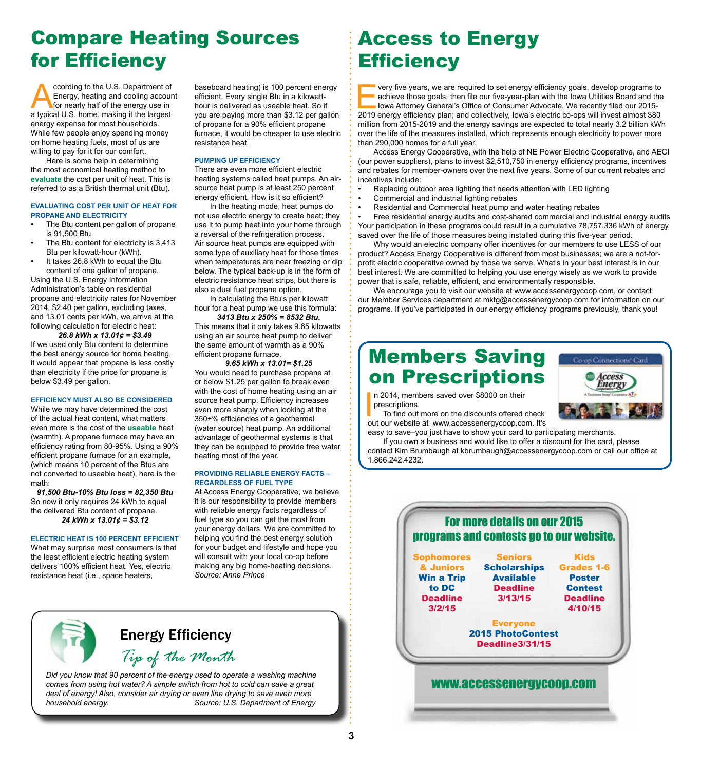# Compare Heating Sources for Efficiency

According to the U.S. Department of Energy, heating and cooling account for nearly half of the energy use in a typical U.S. home, making it the largest energy expense for most households. While few people enjoy spending money on home heating fuels, most of us are willing to pay for it for our comfort.

Here is some help in determining the most economical heating method to **evaluate** the cost per unit of heat. This is referred to as a British thermal unit (Btu).

### EVALUATING COST PER UNIT OF HEAT FOR PROPANE AND ELECTRICITY

- The Btu content per gallon of propane is 91,500 Btu.
- The Btu content for electricity is 3,413 Btu per kilowatt-hour (kWh).
- It takes 26.8 kWh to equal the Btu content of one gallon of propane.

Using the U.S. Energy Information Administration's table on residential propane and electricity rates for November 2014, $2.40 per gallon, excluding taxes, and 13.01 cents per kWh, we arrive at the following calculation for electric heat:

***26.8 kWh x 13.01¢ = $3.49***

If we used only Btu content to determine the best energy source for home heating, it would appear that propane is less costly than electricity if the price for propane is below $3.49 per gallon.

### EFFICIENCY MUST ALSO BE CONSIDERED

While we may have determined the cost of the actual heat content, what matters even more is the cost of the **useable** heat (warmth). A propane furnace may have an efficiency rating from 80-95%. Using a 90% efficient propane furnace for an example, (which means 10 percent of the Btus are not converted to useable heat), here is the math:

***91,500 Btu-10% Btu loss = 82,350 Btu***

So now it only requires 24 kWh to equal the delivered Btu content of propane.

***24 kWh x 13.01¢ = $3.12***

### ELECTRIC HEAT IS 100 PERCENT EFFICIENT

What may surprise most consumers is that the least efficient electric heating system delivers 100% efficient heat. Yes, electric resistance heat (i.e., space heaters, baseboard heating) is 100 percent energy efficient. Every single Btu in a kilowatt-hour is delivered as useable heat. So if you are paying more than $3.12 per gallon of propane for a 90% efficient propane furnace, it would be cheaper to use electric resistance heat.

### PUMPING UP EFFICIENCY

There are even more efficient electric heating systems called heat pumps. An air-source heat pump is at least 250 percent energy efficient. How is it so efficient?

In the heating mode, heat pumps do not use electric energy to create heat; they use it to pump heat into your home through a reversal of the refrigeration process. Air source heat pumps are equipped with some type of auxiliary heat for those times when temperatures are near freezing or dip below. The typical back-up is in the form of electric resistance heat strips, but there is also a dual fuel propane option.

In calculating the Btu's per kilowatt hour for a heat pump we use this formula:

***3413 Btu x 250% = 8532 Btu.***

This means that it only takes 9.65 kilowatts using an air source heat pump to deliver the same amount of warmth as a 90% efficient propane furnace.

***9.65 kWh x 13.01= $1.25***

You would need to purchase propane at or below $1.25 per gallon to break even with the cost of home heating using an air source heat pump. Efficiency increases even more sharply when looking at the 350+% efficiencies of a geothermal (water source) heat pump. An additional advantage of geothermal systems is that they can be equipped to provide free water heating most of the year.

### PROVIDING RELIABLE ENERGY FACTS – REGARDLESS OF FUEL TYPE

At Access Energy Cooperative, we believe it is our responsibility to provide members with reliable energy facts regardless of fuel type so you can get the most from your energy dollars. We are committed to helping you find the best energy solution for your budget and lifestyle and hope you will consult with your local co-op before making any big home-heating decisions.

*Source: Anne Prince*

## Energy Efficiency *Tip of the Month*

*Did you know that 90 percent of the energy used to operate a washing machine comes from using hot water? A simple switch from hot to cold can save a great deal of energy! Also, consider air drying or even line drying to save even more household energy.* *Source: U.S. Department of Energy*

# Access to Energy Efficiency

Every five years, we are required to set energy efficiency goals, develop programs to achieve those goals, then file our five-year-plan with the Iowa Utilities Board and the Iowa Attorney General's Office of Consumer Advocate. We recently filed our 2015-2019 energy efficiency plan; and collectively, Iowa's electric co-ops will invest almost $80 million from 2015-2019 and the energy savings are expected to total nearly 3.2 billion kWh over the life of the measures installed, which represents enough electricity to power more than 290,000 homes for a full year.

Access Energy Cooperative, with the help of NE Power Electric Cooperative, and AECI (our power suppliers), plans to invest $2,510,750 in energy efficiency programs, incentives and rebates for member-owners over the next five years. Some of our current rebates and incentives include:

- Replacing outdoor area lighting that needs attention with LED lighting
- Commercial and industrial lighting rebates
- Residential and Commercial heat pump and water heating rebates
- Free residential energy audits and cost-shared commercial and industrial energy audits

Your participation in these programs could result in a cumulative 78,757,336 kWh of energy saved over the life of those measures being installed during this five-year period.

Why would an electric company offer incentives for our members to use LESS of our product? Access Energy Cooperative is different from most businesses; we are a not-for-profit electric cooperative owned by those we serve. What's in your best interest is in our best interest. We are committed to helping you use energy wisely as we work to provide power that is safe, reliable, efficient, and environmentally responsible.

We encourage you to visit our website at www.accessenergycoop.com, or contact our Member Services department at mktg@accessenergycoop.com for information on our programs. If you've participated in our energy efficiency programs previously, thank you!

# Members Saving on Prescriptions

In 2014, members saved over $8000 on their prescriptions.

To find out more on the discounts offered check out our website at www.accessenergycoop.com. It's easy to save–you just have to show your card to participating merchants.

If you own a business and would like to offer a discount for the card, please contact Kim Brumbaugh at kbrumbaugh@accessenergycoop.com or call our office at 1.866.242.4232.

## For more details on our 2015 programs and contests go to our website.

**Sophomores & Juniors** Win a Trip to DC — Deadline 3/2/15

**Seniors** Scholarships Available — Deadline 3/13/15

**Kids Grades 1-6** Poster Contest — Deadline 4/10/15

**Everyone** 2015 PhotoContest — Deadline3/31/15

www.accessenergycoop.com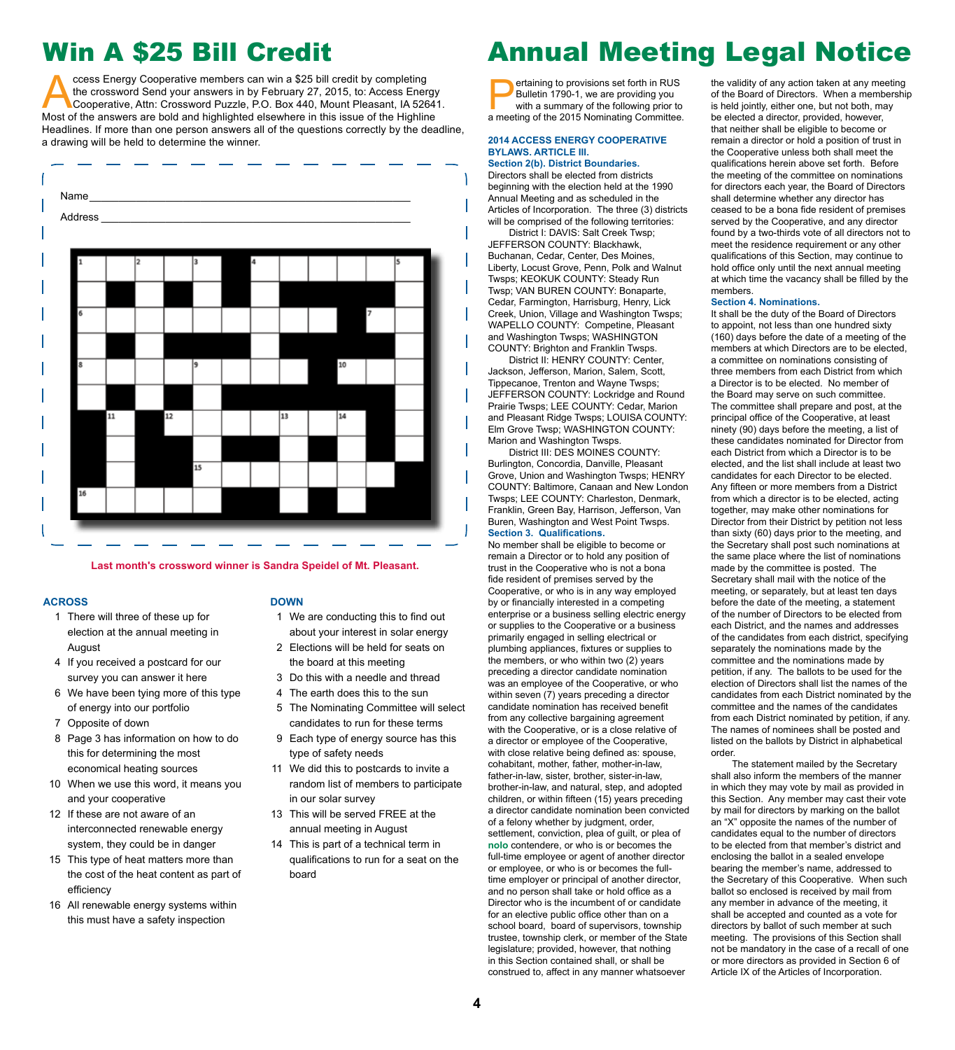# Win A $25 Bill Credit

Access Energy Cooperative members can win a $25 bill credit by completing the crossword Send your answers in by February 27, 2015, to: Access Energy Cooperative, Attn: Crossword Puzzle, P.O. Box 440, Mount Pleasant, IA 52641. Most of the answers are bold and highlighted elsewhere in this issue of the Highline Headlines. If more than one person answers all of the questions correctly by the deadline, a drawing will be held to determine the winner.

Name_______________________________________________

Address _____________________________________________

**Last month's crossword winner is Sandra Speidel of Mt. Pleasant.**

### ACROSS

1. There will three of these up for election at the annual meeting in August
4. If you received a postcard for our survey you can answer it here
6. We have been tying more of this type of energy into our portfolio
7. Opposite of down
8. Page 3 has information on how to do this for determining the most economical heating sources
10. When we use this word, it means you and your cooperative
12. If these are not aware of an interconnected renewable energy system, they could be in danger
15. This type of heat matters more than the cost of the heat content as part of efficiency
16. All renewable energy systems within this must have a safety inspection

### DOWN

1. We are conducting this to find out about your interest in solar energy
2. Elections will be held for seats on the board at this meeting
3. Do this with a needle and thread
4. The earth does this to the sun
5. The Nominating Committee will select candidates to run for these terms
9. Each type of energy source has this type of safety needs
11. We did this to postcards to invite a random list of members to participate in our solar survey
13. This will be served FREE at the annual meeting in August
14. This is part of a technical term in qualifications to run for a seat on the board

# Annual Meeting Legal Notice

Pertaining to provisions set forth in RUS Bulletin 1790-1, we are providing you with a summary of the following prior to a meeting of the 2015 Nominating Committee.

**2014 ACCESS ENERGY COOPERATIVE BYLAWS. ARTICLE III.**

**Section 2(b). District Boundaries.**

Directors shall be elected from districts beginning with the election held at the 1990 Annual Meeting and as scheduled in the Articles of Incorporation. The three (3) districts will be comprised of the following territories:

District I: DAVIS: Salt Creek Twsp; JEFFERSON COUNTY: Blackhawk, Buchanan, Cedar, Center, Des Moines, Liberty, Locust Grove, Penn, Polk and Walnut Twsps; KEOKUK COUNTY: Steady Run Twsp; VAN BUREN COUNTY: Bonaparte, Cedar, Farmington, Harrisburg, Henry, Lick Creek, Union, Village and Washington Twsps; WAPELLO COUNTY: Competine, Pleasant and Washington Twsps; WASHINGTON COUNTY: Brighton and Franklin Twsps.

District II: HENRY COUNTY: Center, Jackson, Jefferson, Marion, Salem, Scott, Tippecanoe, Trenton and Wayne Twsps; JEFFERSON COUNTY: Lockridge and Round Prairie Twsps; LEE COUNTY: Cedar, Marion and Pleasant Ridge Twsps; LOUISA COUNTY: Elm Grove Twsp; WASHINGTON COUNTY: Marion and Washington Twsps.

District III: DES MOINES COUNTY: Burlington, Concordia, Danville, Pleasant Grove, Union and Washington Twsps; HENRY COUNTY: Baltimore, Canaan and New London Twsps; LEE COUNTY: Charleston, Denmark, Franklin, Green Bay, Harrison, Jefferson, Van Buren, Washington and West Point Twsps.

**Section 3. Qualifications.**

No member shall be eligible to become or remain a Director or to hold any position of trust in the Cooperative who is not a bona fide resident of premises served by the Cooperative, or who is in any way employed by or financially interested in a competing enterprise or a business selling electric energy or supplies to the Cooperative or a business primarily engaged in selling electrical or plumbing appliances, fixtures or supplies to the members, or who within two (2) years preceding a director candidate nomination was an employee of the Cooperative, or who within seven (7) years preceding a director candidate nomination has received benefit from any collective bargaining agreement with the Cooperative, or is a close relative of a director or employee of the Cooperative, with close relative being defined as: spouse, cohabitant, mother, father, mother-in-law, father-in-law, sister, brother, sister-in-law, brother-in-law, and natural, step, and adopted children, or within fifteen (15) years preceding a director candidate nomination been convicted of a felony whether by judgment, order, settlement, conviction, plea of guilt, or plea of **nolo** contendere, or who is or becomes the full-time employee or agent of another director or employee, or who is or becomes the full-time employer or principal of another director, and no person shall take or hold office as a Director who is the incumbent of or candidate for an elective public office other than on a school board, board of supervisors, township trustee, township clerk, or member of the State legislature; provided, however, that nothing in this Section contained shall, or shall be construed to, affect in any manner whatsoever the validity of any action taken at any meeting of the Board of Directors. When a membership is held jointly, either one, but not both, may be elected a director, provided, however, that neither shall be eligible to become or remain a director or hold a position of trust in the Cooperative unless both shall meet the qualifications herein above set forth. Before the meeting of the committee on nominations for directors each year, the Board of Directors shall determine whether any director has ceased to be a bona fide resident of premises served by the Cooperative, and any director found by a two-thirds vote of all directors not to meet the residence requirement or any other qualifications of this Section, may continue to hold office only until the next annual meeting at which time the vacancy shall be filled by the members.

**Section 4. Nominations.**

It shall be the duty of the Board of Directors to appoint, not less than one hundred sixty (160) days before the date of a meeting of the members at which Directors are to be elected, a committee on nominations consisting of three members from each District from which a Director is to be elected. No member of the Board may serve on such committee. The committee shall prepare and post, at the principal office of the Cooperative, at least ninety (90) days before the meeting, a list of these candidates nominated for Director from each District from which a Director is to be elected, and the list shall include at least two candidates for each Director to be elected. Any fifteen or more members from a District from which a director is to be elected, acting together, may make other nominations for Director from their District by petition not less than sixty (60) days prior to the meeting, and the Secretary shall post such nominations at the same place where the list of nominations made by the committee is posted. The Secretary shall mail with the notice of the meeting, or separately, but at least ten days before the date of the meeting, a statement of the number of Directors to be elected from each District, and the names and addresses of the candidates from each district, specifying separately the nominations made by the committee and the nominations made by petition, if any. The ballots to be used for the election of Directors shall list the names of the candidates from each District nominated by the committee and the names of the candidates from each District nominated by petition, if any. The names of nominees shall be posted and listed on the ballots by District in alphabetical order.

The statement mailed by the Secretary shall also inform the members of the manner in which they may vote by mail as provided in this Section. Any member may cast their vote by mail for directors by marking on the ballot an "X" opposite the names of the number of candidates equal to the number of directors to be elected from that member's district and enclosing the ballot in a sealed envelope bearing the member's name, addressed to the Secretary of this Cooperative. When such ballot so enclosed is received by mail from any member in advance of the meeting, it shall be accepted and counted as a vote for directors by ballot of such member at such meeting. The provisions of this Section shall not be mandatory in the case of a recall of one or more directors as provided in Section 6 of Article IX of the Articles of Incorporation.